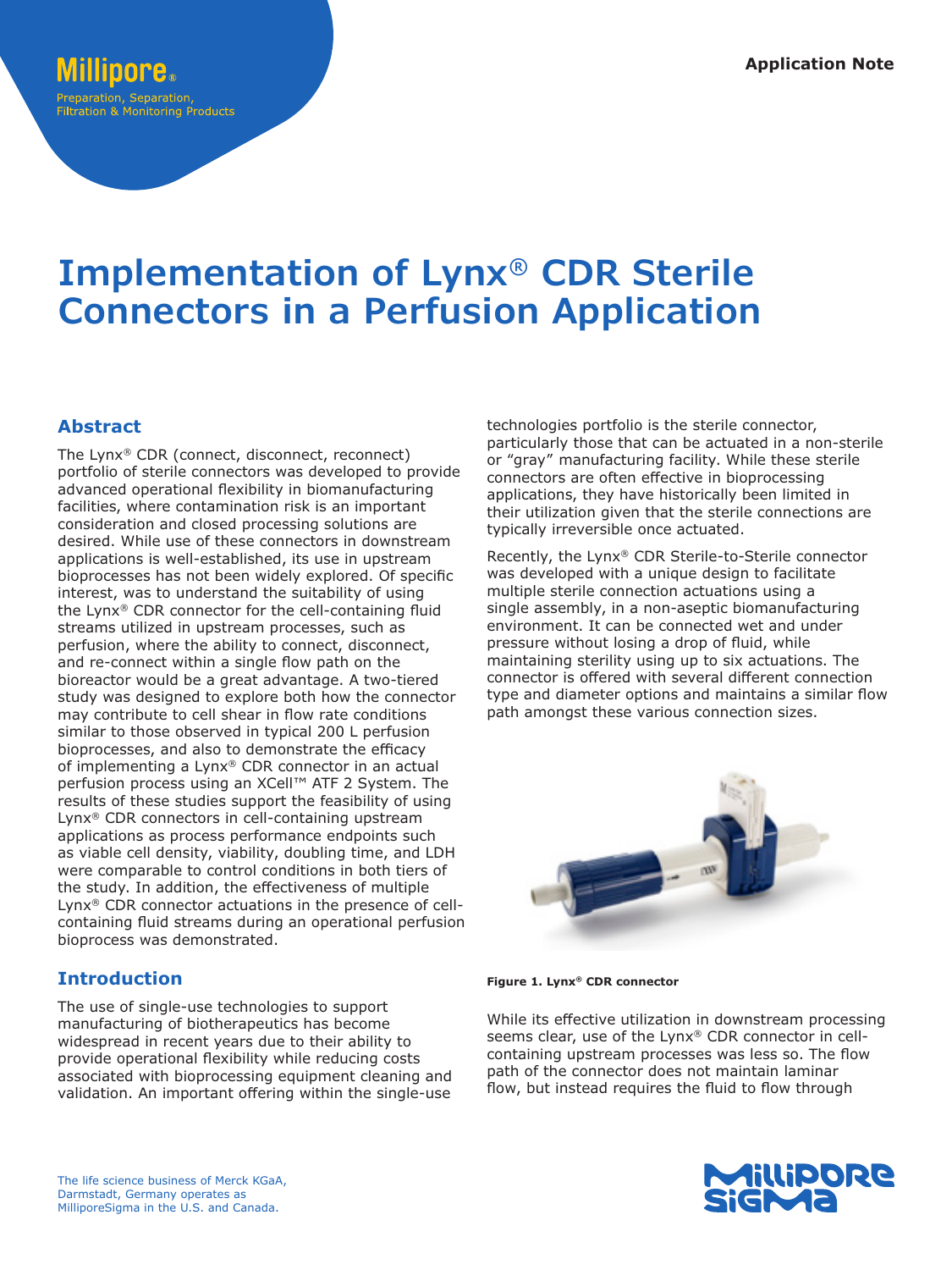# Implementation of Lynx® CDR Sterile Connectors in a Perfusion Application

## Abstract

The Lynx® CDR (connect, disconnect, reconnect) portfolio of sterile connectors was developed to provide advanced operational flexibility in biomanufacturing facilities, where contamination risk is an important consideration and closed processing solutions are desired. While use of these connectors in downstream applications is well-established, its use in upstream bioprocesses has not been widely explored. Of specific interest, was to understand the suitability of using the Lynx® CDR connector for the cell-containing fluid streams utilized in upstream processes, such as perfusion, where the ability to connect, disconnect, and re-connect within a single flow path on the bioreactor would be a great advantage. A two-tiered study was designed to explore both how the connector may contribute to cell shear in flow rate conditions similar to those observed in typical 200 L perfusion bioprocesses, and also to demonstrate the efficacy of implementing a Lynx® CDR connector in an actual perfusion process using an XCell™ ATF 2 System. The results of these studies support the feasibility of using Lynx® CDR connectors in cell-containing upstream applications as process performance endpoints such as viable cell density, viability, doubling time, and LDH were comparable to control conditions in both tiers of the study. In addition, the effectiveness of multiple Lynx® CDR connector actuations in the presence of cell-containing fluid streams during an operational perfusion bioprocess was demonstrated.

## Introduction

The use of single-use technologies to support manufacturing of biotherapeutics has become widespread in recent years due to their ability to provide operational flexibility while reducing costs associated with bioprocessing equipment cleaning and validation. An important offering within the single-use technologies portfolio is the sterile connector, particularly those that can be actuated in a non-sterile or "gray" manufacturing facility. While these sterile connectors are often effective in bioprocessing applications, they have historically been limited in their utilization given that the sterile connections are typically irreversible once actuated.

Recently, the Lynx® CDR Sterile-to-Sterile connector was developed with a unique design to facilitate multiple sterile connection actuations using a single assembly, in a non-aseptic biomanufacturing environment. It can be connected wet and under pressure without losing a drop of fluid, while maintaining sterility using up to six actuations. The connector is offered with several different connection type and diameter options and maintains a similar flow path amongst these various connection sizes.

**Figure 1. Lynx® CDR connector**

While its effective utilization in downstream processing seems clear, use of the Lynx® CDR connector in cell-containing upstream processes was less so. The flow path of the connector does not maintain laminar flow, but instead requires the fluid to flow through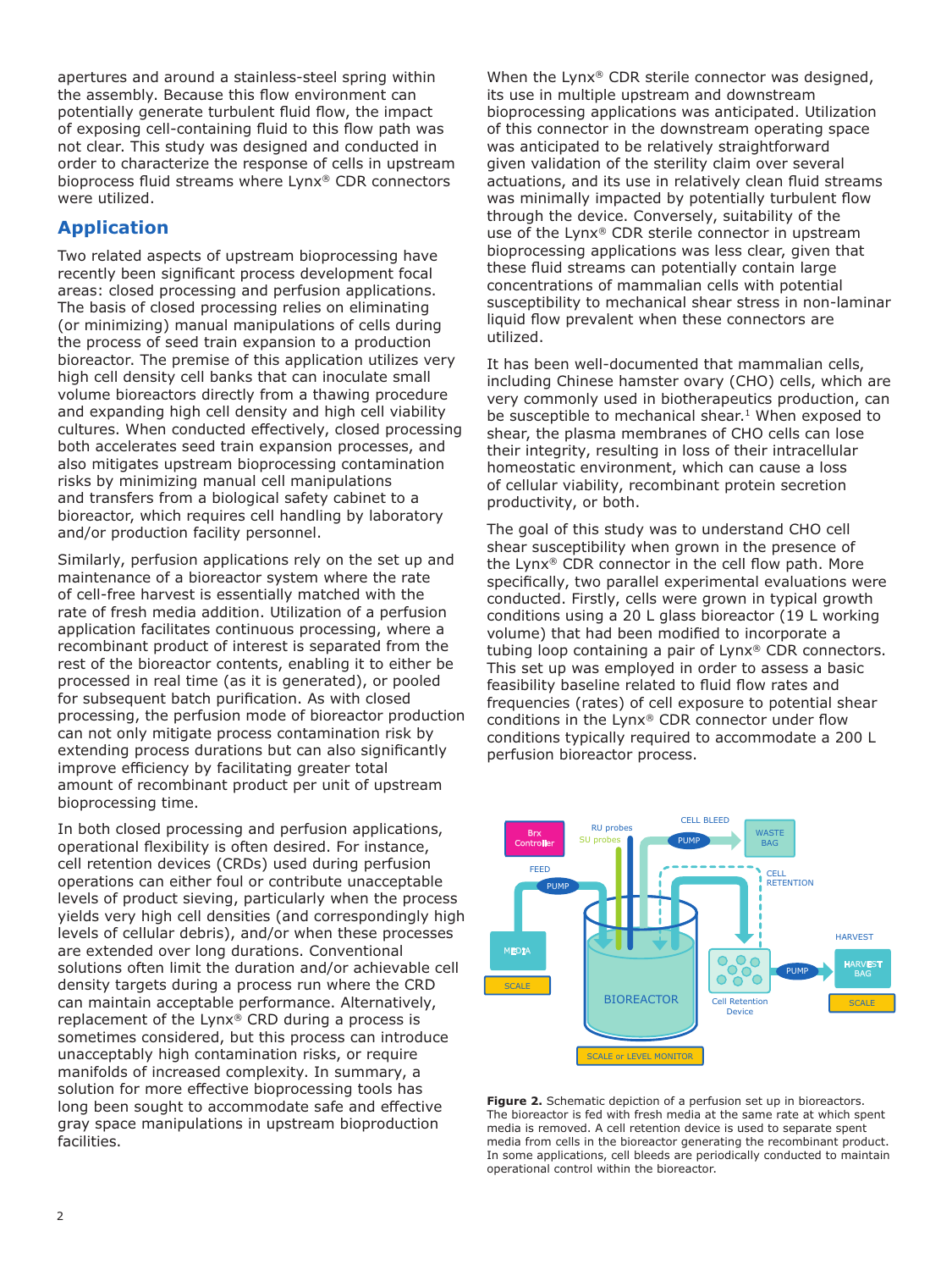apertures and around a stainless-steel spring within the assembly. Because this flow environment can potentially generate turbulent fluid flow, the impact of exposing cell-containing fluid to this flow path was not clear. This study was designed and conducted in order to characterize the response of cells in upstream bioprocess fluid streams where Lynx® CDR connectors were utilized.

## Application

Two related aspects of upstream bioprocessing have recently been significant process development focal areas: closed processing and perfusion applications. The basis of closed processing relies on eliminating (or minimizing) manual manipulations of cells during the process of seed train expansion to a production bioreactor. The premise of this application utilizes very high cell density cell banks that can inoculate small volume bioreactors directly from a thawing procedure and expanding high cell density and high cell viability cultures. When conducted effectively, closed processing both accelerates seed train expansion processes, and also mitigates upstream bioprocessing contamination risks by minimizing manual cell manipulations and transfers from a biological safety cabinet to a bioreactor, which requires cell handling by laboratory and/or production facility personnel.

Similarly, perfusion applications rely on the set up and maintenance of a bioreactor system where the rate of cell-free harvest is essentially matched with the rate of fresh media addition. Utilization of a perfusion application facilitates continuous processing, where a recombinant product of interest is separated from the rest of the bioreactor contents, enabling it to either be processed in real time (as it is generated), or pooled for subsequent batch purification. As with closed processing, the perfusion mode of bioreactor production can not only mitigate process contamination risk by extending process durations but can also significantly improve efficiency by facilitating greater total amount of recombinant product per unit of upstream bioprocessing time.

In both closed processing and perfusion applications, operational flexibility is often desired. For instance, cell retention devices (CRDs) used during perfusion operations can either foul or contribute unacceptable levels of product sieving, particularly when the process yields very high cell densities (and correspondingly high levels of cellular debris), and/or when these processes are extended over long durations. Conventional solutions often limit the duration and/or achievable cell density targets during a process run where the CRD can maintain acceptable performance. Alternatively, replacement of the Lynx® CRD during a process is sometimes considered, but this process can introduce unacceptably high contamination risks, or require manifolds of increased complexity. In summary, a solution for more effective bioprocessing tools has long been sought to accommodate safe and effective gray space manipulations in upstream bioproduction facilities.

When the Lynx® CDR sterile connector was designed, its use in multiple upstream and downstream bioprocessing applications was anticipated. Utilization of this connector in the downstream operating space was anticipated to be relatively straightforward given validation of the sterility claim over several actuations, and its use in relatively clean fluid streams was minimally impacted by potentially turbulent flow through the device. Conversely, suitability of the use of the Lynx® CDR sterile connector in upstream bioprocessing applications was less clear, given that these fluid streams can potentially contain large concentrations of mammalian cells with potential susceptibility to mechanical shear stress in non-laminar liquid flow prevalent when these connectors are utilized.

It has been well-documented that mammalian cells, including Chinese hamster ovary (CHO) cells, which are very commonly used in biotherapeutics production, can be susceptible to mechanical shear.[1] When exposed to shear, the plasma membranes of CHO cells can lose their integrity, resulting in loss of their intracellular homeostatic environment, which can cause a loss of cellular viability, recombinant protein secretion productivity, or both.

The goal of this study was to understand CHO cell shear susceptibility when grown in the presence of the Lynx® CDR connector in the cell flow path. More specifically, two parallel experimental evaluations were conducted. Firstly, cells were grown in typical growth conditions using a 20 L glass bioreactor (19 L working volume) that had been modified to incorporate a tubing loop containing a pair of Lynx® CDR connectors. This set up was employed in order to assess a basic feasibility baseline related to fluid flow rates and frequencies (rates) of cell exposure to potential shear conditions in the Lynx® CDR connector under flow conditions typically required to accommodate a 200 L perfusion bioreactor process.

**Figure 2.** Schematic depiction of a perfusion set up in bioreactors. The bioreactor is fed with fresh media at the same rate at which spent media is removed. A cell retention device is used to separate spent media from cells in the bioreactor generating the recombinant product. In some applications, cell bleeds are periodically conducted to maintain operational control within the bioreactor.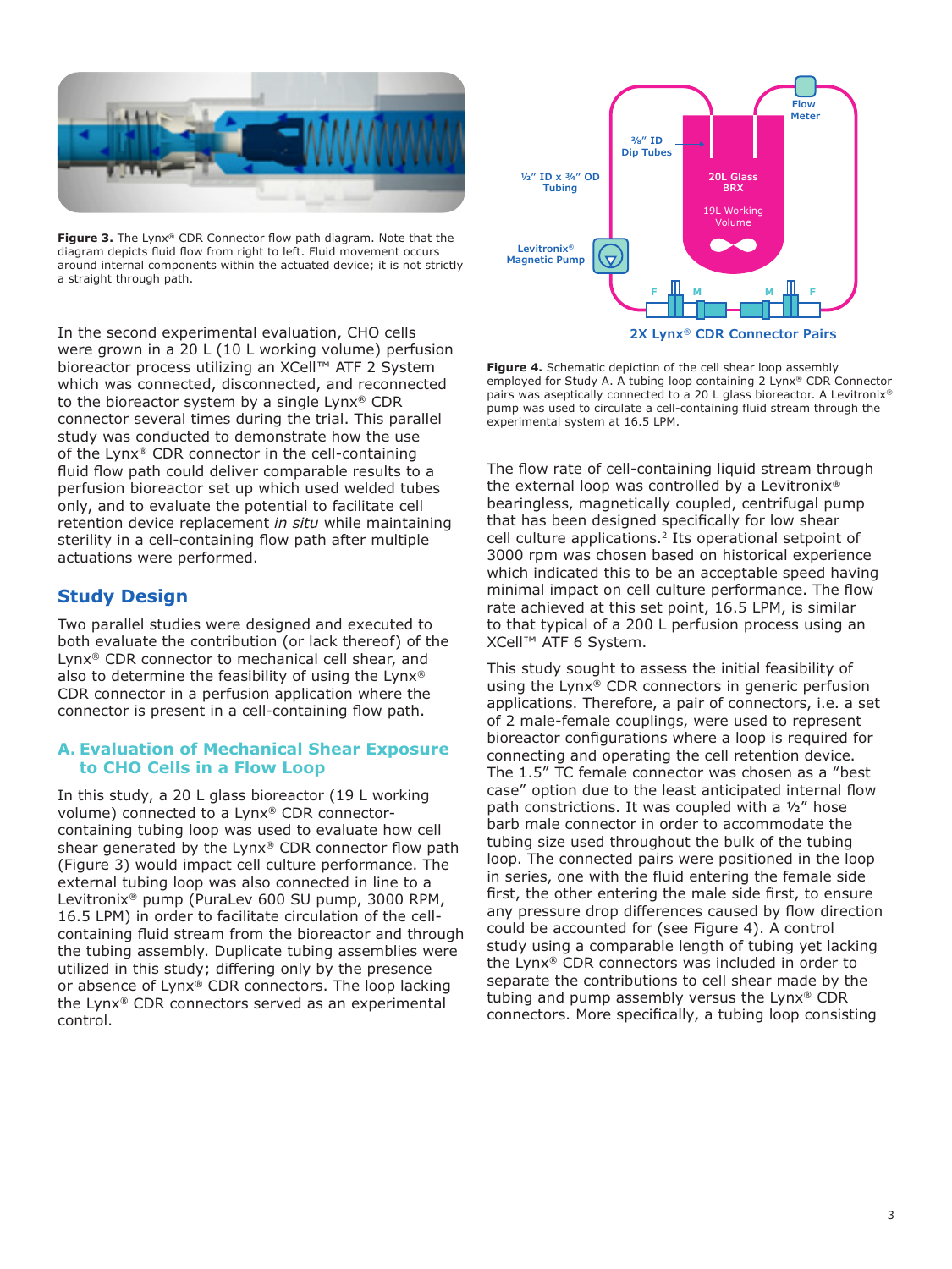**Figure 3.** The Lynx® CDR Connector flow path diagram. Note that the diagram depicts fluid flow from right to left. Fluid movement occurs around internal components within the actuated device; it is not strictly a straight through path.

In the second experimental evaluation, CHO cells were grown in a 20 L (10 L working volume) perfusion bioreactor process utilizing an XCell™ ATF 2 System which was connected, disconnected, and reconnected to the bioreactor system by a single Lynx® CDR connector several times during the trial. This parallel study was conducted to demonstrate how the use of the Lynx® CDR connector in the cell-containing fluid flow path could deliver comparable results to a perfusion bioreactor set up which used welded tubes only, and to evaluate the potential to facilitate cell retention device replacement *in situ* while maintaining sterility in a cell-containing flow path after multiple actuations were performed.

## Study Design

Two parallel studies were designed and executed to both evaluate the contribution (or lack thereof) of the Lynx® CDR connector to mechanical cell shear, and also to determine the feasibility of using the Lynx® CDR connector in a perfusion application where the connector is present in a cell-containing flow path.

### A. Evaluation of Mechanical Shear Exposure to CHO Cells in a Flow Loop

In this study, a 20 L glass bioreactor (19 L working volume) connected to a Lynx® CDR connector-containing tubing loop was used to evaluate how cell shear generated by the Lynx® CDR connector flow path (Figure 3) would impact cell culture performance. The external tubing loop was also connected in line to a Levitronix® pump (PuraLev 600 SU pump, 3000 RPM, 16.5 LPM) in order to facilitate circulation of the cell-containing fluid stream from the bioreactor and through the tubing assembly. Duplicate tubing assemblies were utilized in this study; differing only by the presence or absence of Lynx® CDR connectors. The loop lacking the Lynx® CDR connectors served as an experimental control.

**Figure 4.** Schematic depiction of the cell shear loop assembly employed for Study A. A tubing loop containing 2 Lynx® CDR Connector pairs was aseptically connected to a 20 L glass bioreactor. A Levitronix® pump was used to circulate a cell-containing fluid stream through the experimental system at 16.5 LPM.

The flow rate of cell-containing liquid stream through the external loop was controlled by a Levitronix® bearingless, magnetically coupled, centrifugal pump that has been designed specifically for low shear cell culture applications.[2] Its operational setpoint of 3000 rpm was chosen based on historical experience which indicated this to be an acceptable speed having minimal impact on cell culture performance. The flow rate achieved at this set point, 16.5 LPM, is similar to that typical of a 200 L perfusion process using an XCell™ ATF 6 System.

This study sought to assess the initial feasibility of using the Lynx® CDR connectors in generic perfusion applications. Therefore, a pair of connectors, i.e. a set of 2 male-female couplings, were used to represent bioreactor configurations where a loop is required for connecting and operating the cell retention device. The 1.5" TC female connector was chosen as a "best case" option due to the least anticipated internal flow path constrictions. It was coupled with a ½" hose barb male connector in order to accommodate the tubing size used throughout the bulk of the tubing loop. The connected pairs were positioned in the loop in series, one with the fluid entering the female side first, the other entering the male side first, to ensure any pressure drop differences caused by flow direction could be accounted for (see Figure 4). A control study using a comparable length of tubing yet lacking the Lynx® CDR connectors was included in order to separate the contributions to cell shear made by the tubing and pump assembly versus the Lynx® CDR connectors. More specifically, a tubing loop consisting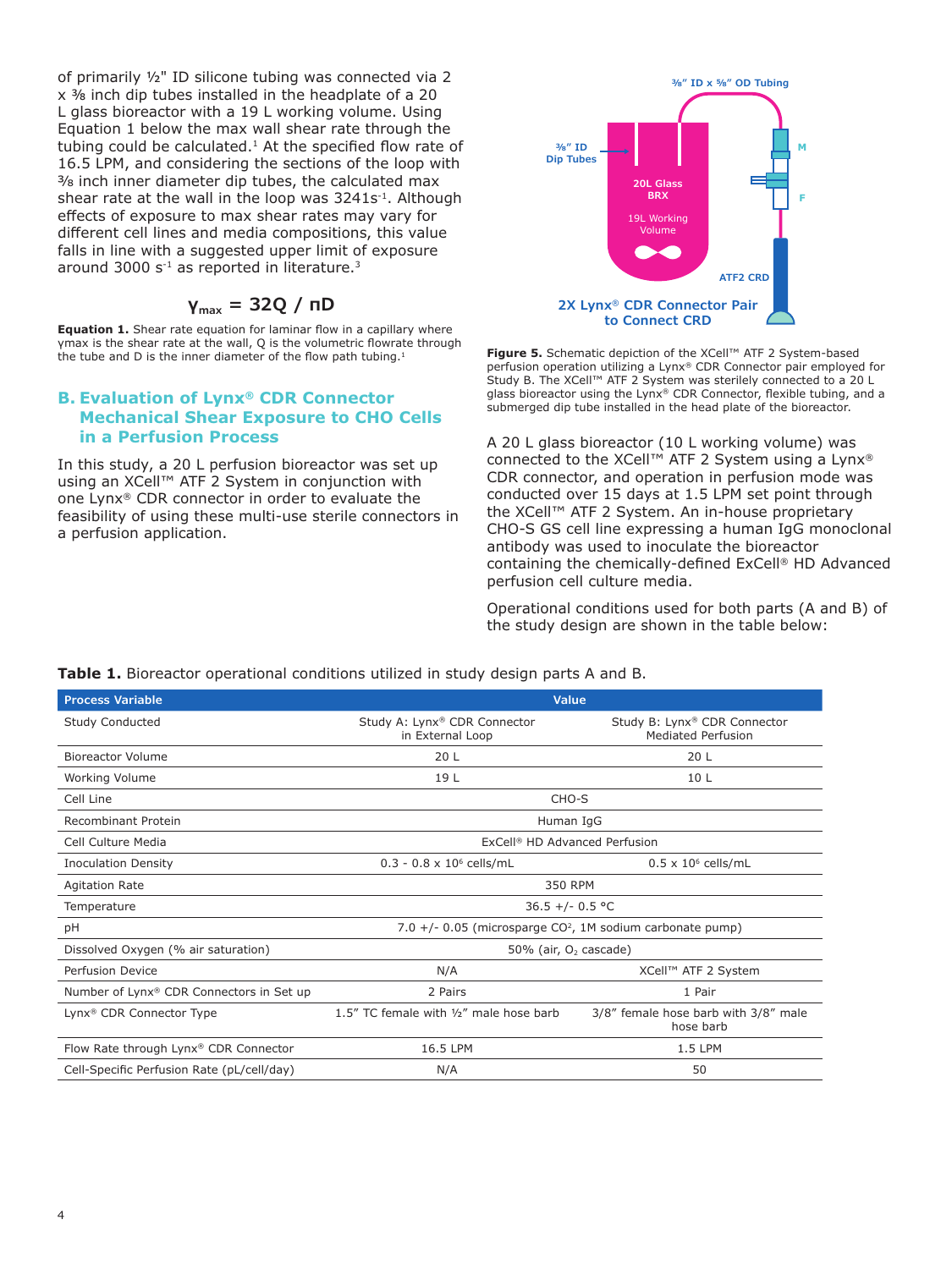of primarily ½" ID silicone tubing was connected via 2 x ⅜ inch dip tubes installed in the headplate of a 20 L glass bioreactor with a 19 L working volume. Using Equation 1 below the max wall shear rate through the tubing could be calculated.[1] At the specified flow rate of 16.5 LPM, and considering the sections of the loop with ⅜ inch inner diameter dip tubes, the calculated max shear rate at the wall in the loop was 3241$s^{-1}$. Although effects of exposure to max shear rates may vary for different cell lines and media compositions, this value falls in line with a suggested upper limit of exposure around 3000 $s^{-1}$ as reported in literature.[3]

$$\gamma_{max} = 32Q / \pi D$$

**Equation 1.** Shear rate equation for laminar flow in a capillary where γmax is the shear rate at the wall, Q is the volumetric flowrate through the tube and D is the inner diameter of the flow path tubing.[1]

## B. Evaluation of Lynx® CDR Connector Mechanical Shear Exposure to CHO Cells in a Perfusion Process

In this study, a 20 L perfusion bioreactor was set up using an XCell™ ATF 2 System in conjunction with one Lynx® CDR connector in order to evaluate the feasibility of using these multi-use sterile connectors in a perfusion application.

**Figure 5.** Schematic depiction of the XCell™ ATF 2 System-based perfusion operation utilizing a Lynx® CDR Connector pair employed for Study B. The XCell™ ATF 2 System was sterilely connected to a 20 L glass bioreactor using the Lynx® CDR Connector, flexible tubing, and a submerged dip tube installed in the head plate of the bioreactor.

A 20 L glass bioreactor (10 L working volume) was connected to the XCell™ ATF 2 System using a Lynx® CDR connector, and operation in perfusion mode was conducted over 15 days at 1.5 LPM set point through the XCell™ ATF 2 System. An in-house proprietary CHO-S GS cell line expressing a human IgG monoclonal antibody was used to inoculate the bioreactor containing the chemically-defined ExCell® HD Advanced perfusion cell culture media.

Operational conditions used for both parts (A and B) of the study design are shown in the table below:

**Table 1.** Bioreactor operational conditions utilized in study design parts A and B.

| Process Variable | Value | |
|---|---|---|
| Study Conducted | Study A: Lynx® CDR Connector in External Loop | Study B: Lynx® CDR Connector Mediated Perfusion |
| Bioreactor Volume | 20 L | 20 L |
| Working Volume | 19 L | 10 L |
| Cell Line | CHO-S | |
| Recombinant Protein | Human IgG | |
| Cell Culture Media | ExCell® HD Advanced Perfusion | |
| Inoculation Density | 0.3 - 0.8 x $10^6$ cells/mL | 0.5 x $10^6$ cells/mL |
| Agitation Rate | 350 RPM | |
| Temperature | 36.5 +/- 0.5 °C | |
| pH | 7.0 +/- 0.05 (microsparge $CO^2$, 1M sodium carbonate pump) | |
| Dissolved Oxygen (% air saturation) | 50% (air, $O_2$ cascade) | |
| Perfusion Device | N/A | XCell™ ATF 2 System |
| Number of Lynx® CDR Connectors in Set up | 2 Pairs | 1 Pair |
| Lynx® CDR Connector Type | 1.5" TC female with ½" male hose barb | 3/8" female hose barb with 3/8" male hose barb |
| Flow Rate through Lynx® CDR Connector | 16.5 LPM | 1.5 LPM |
| Cell-Specific Perfusion Rate (pL/cell/day) | N/A | 50 |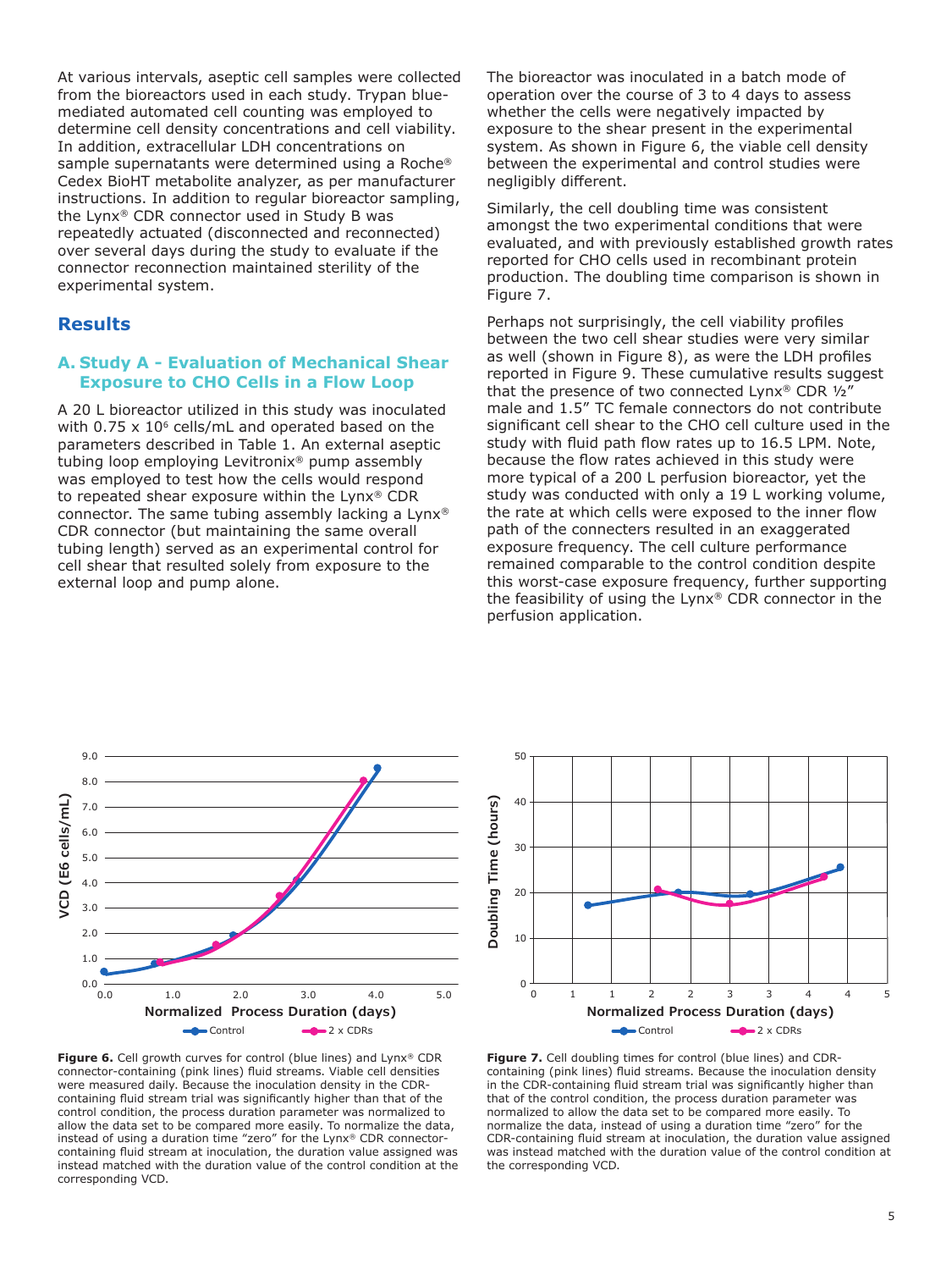At various intervals, aseptic cell samples were collected from the bioreactors used in each study. Trypan blue-mediated automated cell counting was employed to determine cell density concentrations and cell viability. In addition, extracellular LDH concentrations on sample supernatants were determined using a Roche® Cedex BioHT metabolite analyzer, as per manufacturer instructions. In addition to regular bioreactor sampling, the Lynx® CDR connector used in Study B was repeatedly actuated (disconnected and reconnected) over several days during the study to evaluate if the connector reconnection maintained sterility of the experimental system.

## Results

### A. Study A - Evaluation of Mechanical Shear Exposure to CHO Cells in a Flow Loop

A 20 L bioreactor utilized in this study was inoculated with 0.75 x $10^6$ cells/mL and operated based on the parameters described in Table 1. An external aseptic tubing loop employing Levitronix® pump assembly was employed to test how the cells would respond to repeated shear exposure within the Lynx® CDR connector. The same tubing assembly lacking a Lynx® CDR connector (but maintaining the same overall tubing length) served as an experimental control for cell shear that resulted solely from exposure to the external loop and pump alone.

The bioreactor was inoculated in a batch mode of operation over the course of 3 to 4 days to assess whether the cells were negatively impacted by exposure to the shear present in the experimental system. As shown in Figure 6, the viable cell density between the experimental and control studies were negligibly different.

Similarly, the cell doubling time was consistent amongst the two experimental conditions that were evaluated, and with previously established growth rates reported for CHO cells used in recombinant protein production. The doubling time comparison is shown in Figure 7.

Perhaps not surprisingly, the cell viability profiles between the two cell shear studies were very similar as well (shown in Figure 8), as were the LDH profiles reported in Figure 9. These cumulative results suggest that the presence of two connected Lynx® CDR ½" male and 1.5" TC female connectors do not contribute significant cell shear to the CHO cell culture used in the study with fluid path flow rates up to 16.5 LPM. Note, because the flow rates achieved in this study were more typical of a 200 L perfusion bioreactor, yet the study was conducted with only a 19 L working volume, the rate at which cells were exposed to the inner flow path of the connecters resulted in an exaggerated exposure frequency. The cell culture performance remained comparable to the control condition despite this worst-case exposure frequency, further supporting the feasibility of using the Lynx® CDR connector in the perfusion application.

**Figure 6.** Cell growth curves for control (blue lines) and Lynx® CDR connector-containing (pink lines) fluid streams. Viable cell densities were measured daily. Because the inoculation density in the CDR-containing fluid stream trial was significantly higher than that of the control condition, the process duration parameter was normalized to allow the data set to be compared more easily. To normalize the data, instead of using a duration time "zero" for the Lynx® CDR connector-containing fluid stream at inoculation, the duration value assigned was instead matched with the duration value of the control condition at the corresponding VCD.

**Figure 7.** Cell doubling times for control (blue lines) and CDR-containing (pink lines) fluid stream. Because the inoculation density in the CDR-containing fluid stream trial was significantly higher than that of the control condition, the process duration parameter was normalized to allow the data set to be compared more easily. To normalize the data, instead of using a duration time "zero" for the CDR-containing fluid stream at inoculation, the duration value assigned was instead matched with the duration value of the control condition at the corresponding VCD.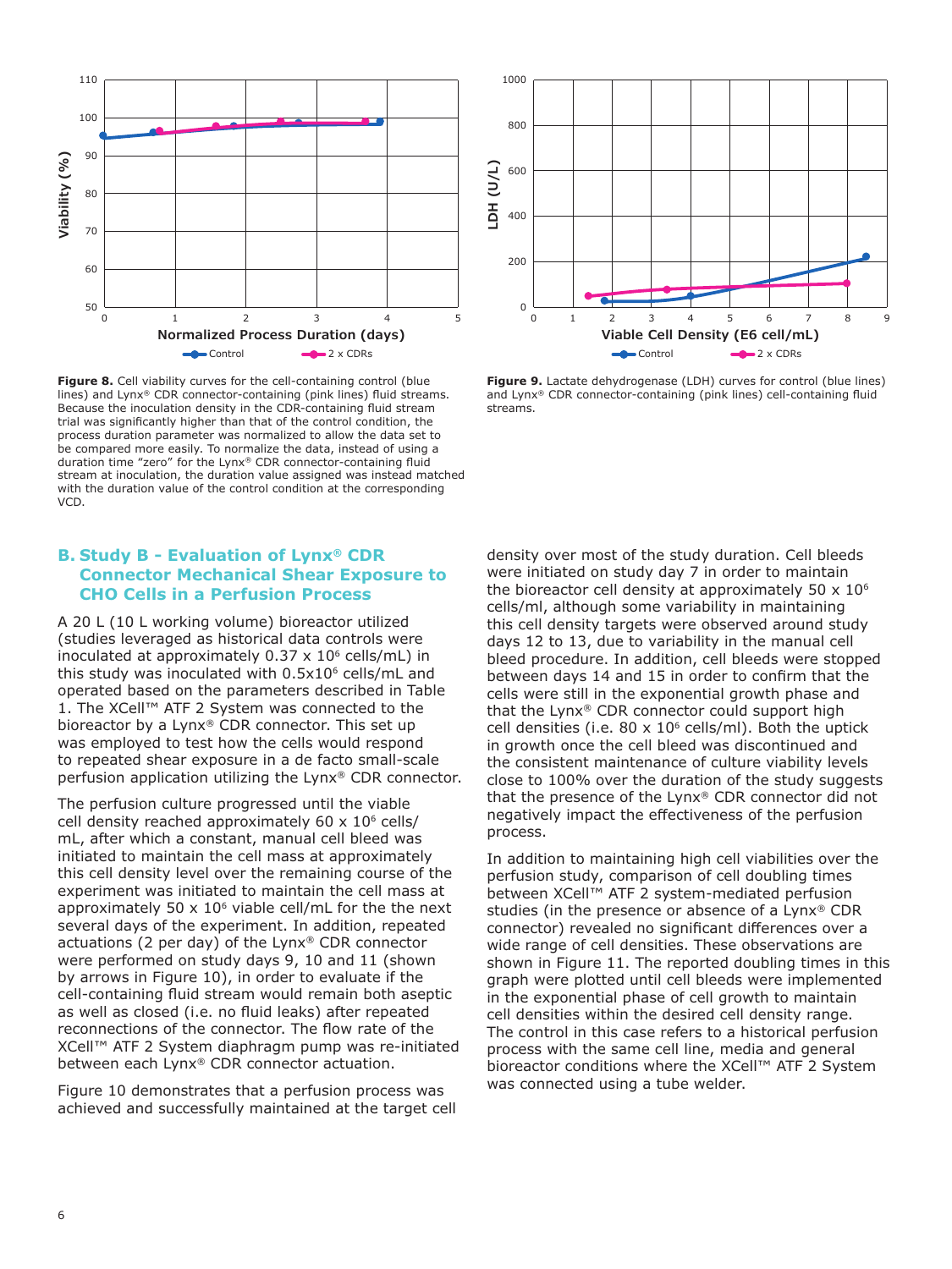**Figure 8.** Cell viability curves for the cell-containing control (blue lines) and Lynx® CDR connector-containing (pink lines) fluid streams. Because the inoculation density in the CDR-containing fluid stream trial was significantly higher than that of the control condition, the process duration parameter was normalized to allow the data set to be compared more easily. To normalize the data, instead of using a duration time "zero" for the Lynx® CDR connector-containing fluid stream at inoculation, the duration value assigned was instead matched with the duration value of the control condition at the corresponding VCD.

**Figure 9.** Lactate dehydrogenase (LDH) curves for control (blue lines) and Lynx® CDR connector-containing (pink lines) cell-containing fluid streams.

## B. Study B - Evaluation of Lynx® CDR Connector Mechanical Shear Exposure to CHO Cells in a Perfusion Process

A 20 L (10 L working volume) bioreactor utilized (studies leveraged as historical data controls were inoculated at approximately $0.37 \times 10^6$ cells/mL) in this study was inoculated with $0.5 \times 10^6$ cells/mL and operated based on the parameters described in Table 1. The XCell™ ATF 2 System was connected to the bioreactor by a Lynx® CDR connector. This set up was employed to test how the cells would respond to repeated shear exposure in a de facto small-scale perfusion application utilizing the Lynx® CDR connector.

The perfusion culture progressed until the viable cell density reached approximately $60 \times 10^6$ cells/mL, after which a constant, manual cell bleed was initiated to maintain the cell mass at approximately this cell density level over the remaining course of the experiment was initiated to maintain the cell mass at approximately $50 \times 10^6$ viable cell/mL for the the next several days of the experiment. In addition, repeated actuations (2 per day) of the Lynx® CDR connector were performed on study days 9, 10 and 11 (shown by arrows in Figure 10), in order to evaluate if the cell-containing fluid stream would remain both aseptic as well as closed (i.e. no fluid leaks) after repeated reconnections of the connector. The flow rate of the XCell™ ATF 2 System diaphragm pump was re-initiated between each Lynx® CDR connector actuation.

Figure 10 demonstrates that a perfusion process was achieved and successfully maintained at the target cell density over most of the study duration. Cell bleeds were initiated on study day 7 in order to maintain the bioreactor cell density at approximately $50 \times 10^6$ cells/ml, although some variability in maintaining this cell density targets were observed around study days 12 to 13, due to variability in the manual cell bleed procedure. In addition, cell bleeds were stopped between days 14 and 15 in order to confirm that the cells were still in the exponential growth phase and that the Lynx® CDR connector could support high cell densities (i.e. $80 \times 10^6$ cells/ml). Both the uptick in growth once the cell bleed was discontinued and the consistent maintenance of culture viability levels close to 100% over the duration of the study suggests that the presence of the Lynx® CDR connector did not negatively impact the effectiveness of the perfusion process.

In addition to maintaining high cell viabilities over the perfusion study, comparison of cell doubling times between XCell™ ATF 2 system-mediated perfusion studies (in the presence or absence of a Lynx® CDR connector) revealed no significant differences over a wide range of cell densities. These observations are shown in Figure 11. The reported doubling times in this graph were plotted until cell bleeds were implemented in the exponential phase of cell growth to maintain cell densities within the desired cell density range. The control in this case refers to a historical perfusion process with the same cell line, media and general bioreactor conditions where the XCell™ ATF 2 System was connected using a tube welder.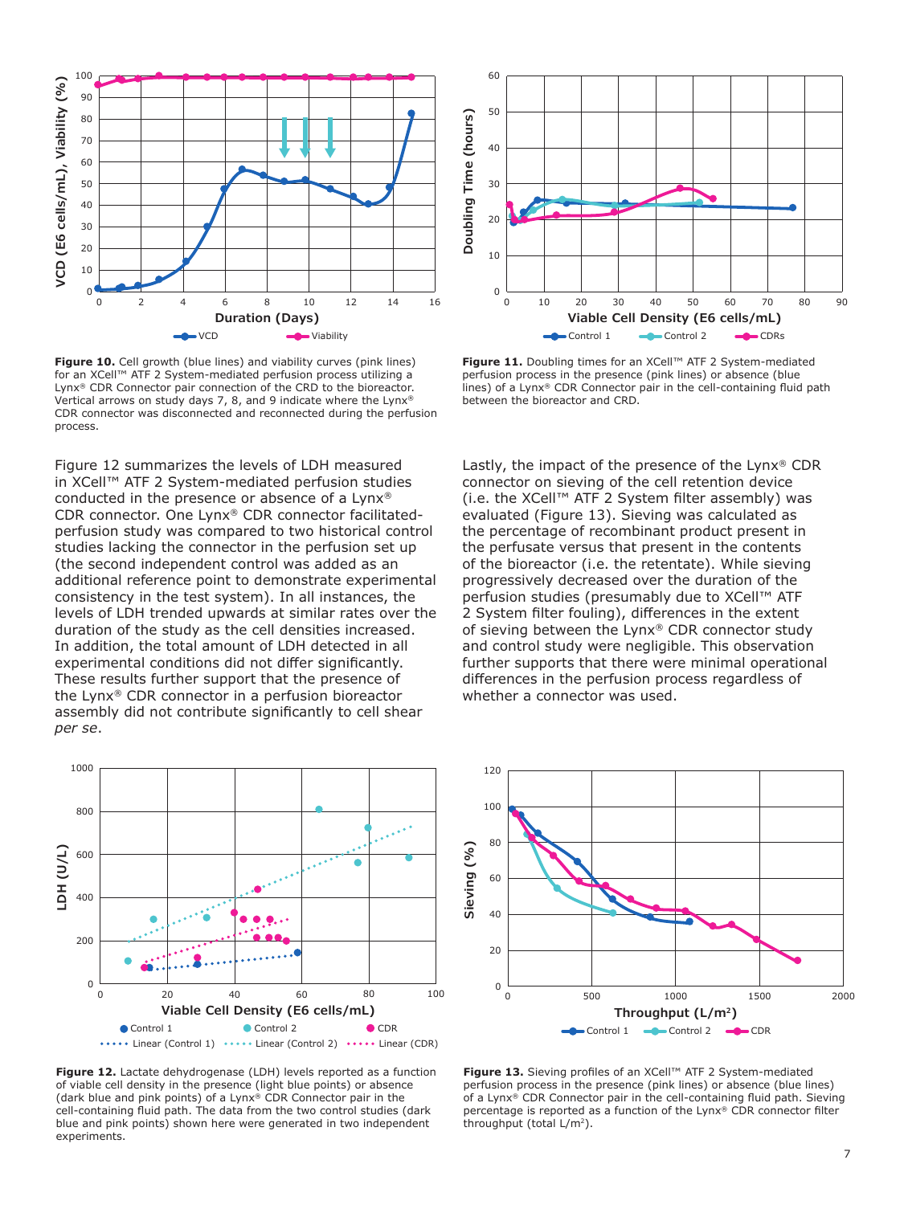**Figure 10.** Cell growth (blue lines) and viability curves (pink lines) for an XCell™ ATF 2 System-mediated perfusion process utilizing a Lynx® CDR Connector pair connection of the CRD to the bioreactor. Vertical arrows on study days 7, 8, and 9 indicate where the Lynx® CDR connector was disconnected and reconnected during the perfusion process.

**Figure 11.** Doubling times for an XCell™ ATF 2 System-mediated perfusion process in the presence (pink lines) or absence (blue lines) of a Lynx® CDR Connector pair in the cell-containing fluid path between the bioreactor and CRD.

Figure 12 summarizes the levels of LDH measured in XCell™ ATF 2 System-mediated perfusion studies conducted in the presence or absence of a Lynx® CDR connector. One Lynx® CDR connector facilitated-perfusion study was compared to two historical control studies lacking the connector in the perfusion set up (the second independent control was added as an additional reference point to demonstrate experimental consistency in the test system). In all instances, the levels of LDH trended upwards at similar rates over the duration of the study as the cell densities increased. In addition, the total amount of LDH detected in all experimental conditions did not differ significantly. These results further support that the presence of the Lynx® CDR connector in a perfusion bioreactor assembly did not contribute significantly to cell shear *per se*.

Lastly, the impact of the presence of the Lynx® CDR connector on sieving of the cell retention device (i.e. the XCell™ ATF 2 System filter assembly) was evaluated (Figure 13). Sieving was calculated as the percentage of recombinant product present in the perfusate versus that present in the contents of the bioreactor (i.e. the retentate). While sieving progressively decreased over the duration of the perfusion studies (presumably due to XCell™ ATF 2 System filter fouling), differences in the extent of sieving between the Lynx® CDR connector study and control study were negligible. This observation further supports that there were minimal operational differences in the perfusion process regardless of whether a connector was used.

**Figure 12.** Lactate dehydrogenase (LDH) levels reported as a function of viable cell density in the presence (light blue points) or absence (dark blue and pink points) of a Lynx® CDR Connector pair in the cell-containing fluid path. The data from the two control studies (dark blue and pink points) shown here were generated in two independent experiments.

**Figure 13.** Sieving profiles of an XCell™ ATF 2 System-mediated perfusion process in the presence (pink lines) or absence (blue lines) of a Lynx® CDR Connector pair in the cell-containing fluid path. Sieving percentage is reported as a function of the Lynx® CDR connector filter throughput (total L/m²).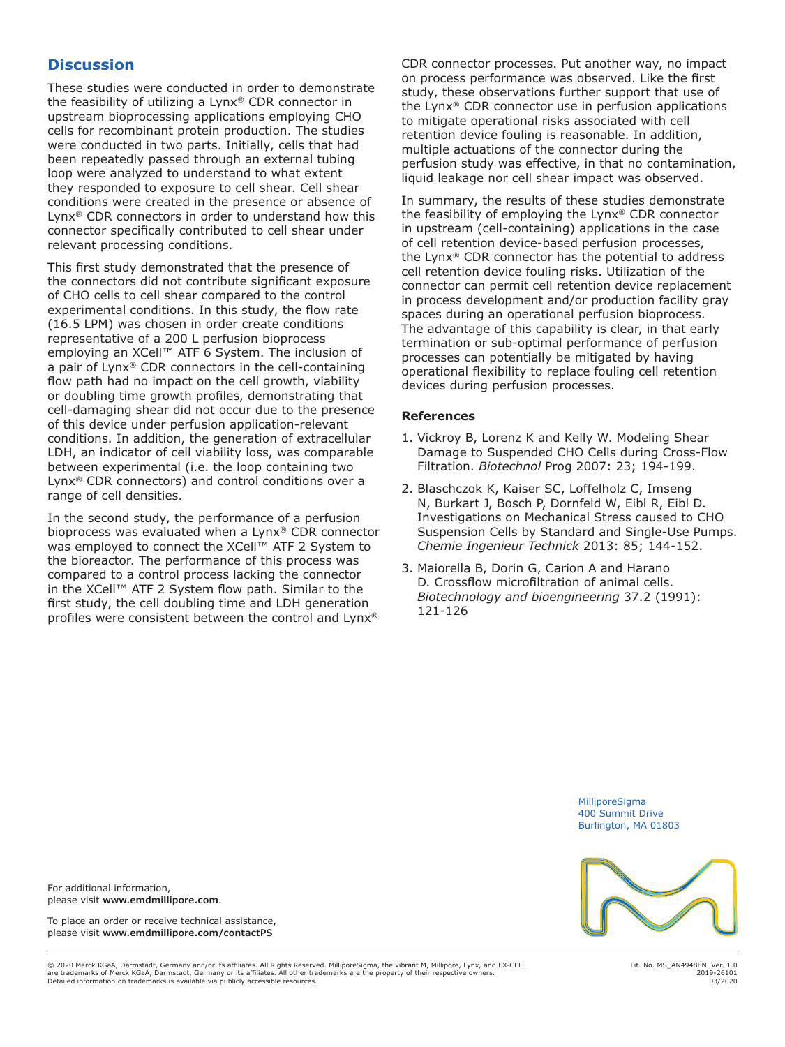## Discussion

These studies were conducted in order to demonstrate the feasibility of utilizing a Lynx® CDR connector in upstream bioprocessing applications employing CHO cells for recombinant protein production. The studies were conducted in two parts. Initially, cells that had been repeatedly passed through an external tubing loop were analyzed to understand to what extent they responded to exposure to cell shear. Cell shear conditions were created in the presence or absence of Lynx® CDR connectors in order to understand how this connector specifically contributed to cell shear under relevant processing conditions.

This first study demonstrated that the presence of the connectors did not contribute significant exposure of CHO cells to cell shear compared to the control experimental conditions. In this study, the flow rate (16.5 LPM) was chosen in order create conditions representative of a 200 L perfusion bioprocess employing an XCell™ ATF 6 System. The inclusion of a pair of Lynx® CDR connectors in the cell-containing flow path had no impact on the cell growth, viability or doubling time growth profiles, demonstrating that cell-damaging shear did not occur due to the presence of this device under perfusion application-relevant conditions. In addition, the generation of extracellular LDH, an indicator of cell viability loss, was comparable between experimental (i.e. the loop containing two Lynx® CDR connectors) and control conditions over a range of cell densities.

In the second study, the performance of a perfusion bioprocess was evaluated when a Lynx® CDR connector was employed to connect the XCell™ ATF 2 System to the bioreactor. The performance of this process was compared to a control process lacking the connector in the XCell™ ATF 2 System flow path. Similar to the first study, the cell doubling time and LDH generation profiles were consistent between the control and Lynx® CDR connector processes. Put another way, no impact on process performance was observed. Like the first study, these observations further support that use of the Lynx® CDR connector use in perfusion applications to mitigate operational risks associated with cell retention device fouling is reasonable. In addition, multiple actuations of the connector during the perfusion study was effective, in that no contamination, liquid leakage nor cell shear impact was observed.

In summary, the results of these studies demonstrate the feasibility of employing the Lynx® CDR connector in upstream (cell-containing) applications in the case of cell retention device-based perfusion processes, the Lynx® CDR connector has the potential to address cell retention device fouling risks. Utilization of the connector can permit cell retention device replacement in process development and/or production facility gray spaces during an operational perfusion bioprocess. The advantage of this capability is clear, in that early termination or sub-optimal performance of perfusion processes can potentially be mitigated by having operational flexibility to replace fouling cell retention devices during perfusion processes.

### References

1. Vickroy B, Lorenz K and Kelly W. Modeling Shear Damage to Suspended CHO Cells during Cross-Flow Filtration. *Biotechnol* Prog 2007: 23; 194-199.
2. Blaschczok K, Kaiser SC, Loffelholz C, Imseng N, Burkart J, Bosch P, Dornfeld W, Eibl R, Eibl D. Investigations on Mechanical Stress caused to CHO Suspension Cells by Standard and Single-Use Pumps. *Chemie Ingenieur Technik* 2013: 85; 144-152.
3. Maiorella B, Dorin G, Carion A and Harano D. Crossflow microfiltration of animal cells. *Biotechnology and bioengineering* 37.2 (1991): 121-126

MilliporeSigma
400 Summit Drive
Burlington, MA 01803

For additional information, please visit **www.emdmillipore.com**.

To place an order or receive technical assistance, please visit **www.emdmillipore.com/contactPS**

© 2020 Merck KGaA, Darmstadt, Germany and/or its affiliates. All Rights Reserved. MilliporeSigma, the vibrant M, Millipore, Lynx, and EX-CELL are trademarks of Merck KGaA, Darmstadt, Germany or its affiliates. All other trademarks are the property of their respective owners. Detailed information on trademarks is available via publicly accessible resources.

Lit. No. MS_AN4948EN Ver. 1.0
2019-26101
03/2020